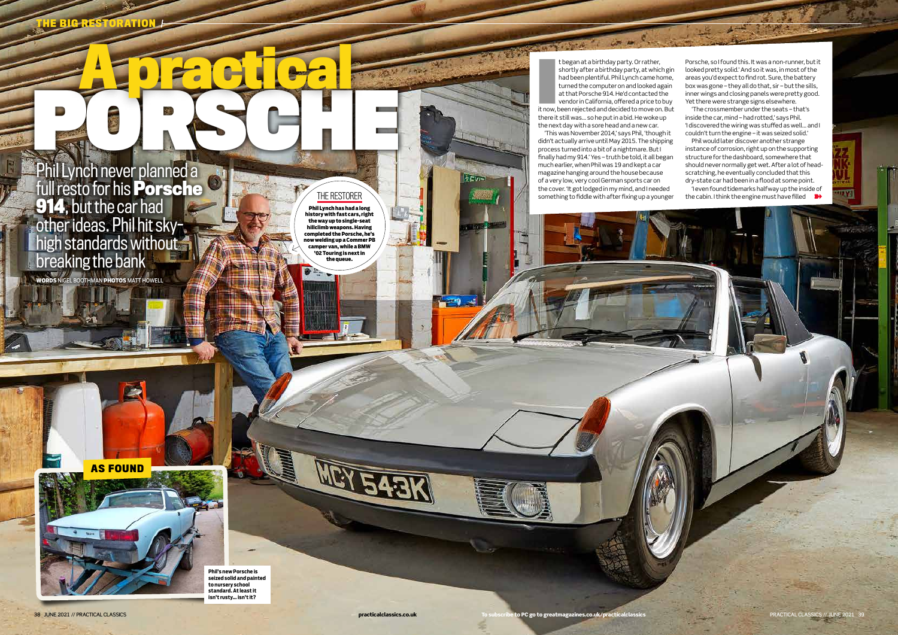# A practical PORSCHE

## Phil Lynch never planned a full resto for his **Porsche 914**, but the car had other ideas. Phil hit sky-high standards without breaking the bank

**WORDS** NIGEL BOOTHMAN **PHOTOS** MATT HOWELL

**THE RESTORER**

**Phil Lynch has had a long history with fast cars, right the way up to single-seat hillclimb weapons. Having completed the Porsche, he's now welding up a Commer PB camper van, while a BMW '02 Touring is next in the queue.**

**AS FOUND**

**Phil's new Porsche is seized solid and painted to nursery school standard. At least it isn't rusty… isn't it?**

It began at a birthday party. Or rather, shortly after a birthday party, at which gin had been plentiful. Phil Lynch came home, turned the computer on and looked again at that Porsche 914. He'd contacted the vendor in California, offered a price to buy it now, been rejected and decided to move on. But there it still was… so he put in a bid. He woke up the next day with a sore head and a new car.

'This was November 2014,' says Phil, 'though it didn't actually arrive until May 2015. The shipping process turned into a bit of a nightmare. But I finally had my 914.' Yes – truth be told, it all began much earlier, when Phil was 19 and kept a car magazine hanging around the house because of a very low, very cool German sports car on the cover. 'It got lodged in my mind, and I needed something to fiddle with after fixing up a younger Porsche, so I found this. It was a non-runner, but it looked pretty solid.' And so it was, in most of the areas you'd expect to find rot. Sure, the battery box was gone – they all do that, sir – but the sills, inner wings and closing panels were pretty good. Yet there were strange signs elsewhere.

'The crossmember under the seats – that's inside the car, mind – had rotted,' says Phil. 'I discovered the wiring was stuffed as well… and I couldn't turn the engine – it was seized solid.'

Phil would later discover another strange instance of corrosion, right up on the supporting structure for the dashboard, somewhere that should never normally get wet. After a lot of head-scratching, he eventually concluded that this dry-state car had been in a flood at some point.

'I even found tidemarks halfway up the inside of the cabin. I think the engine must have filled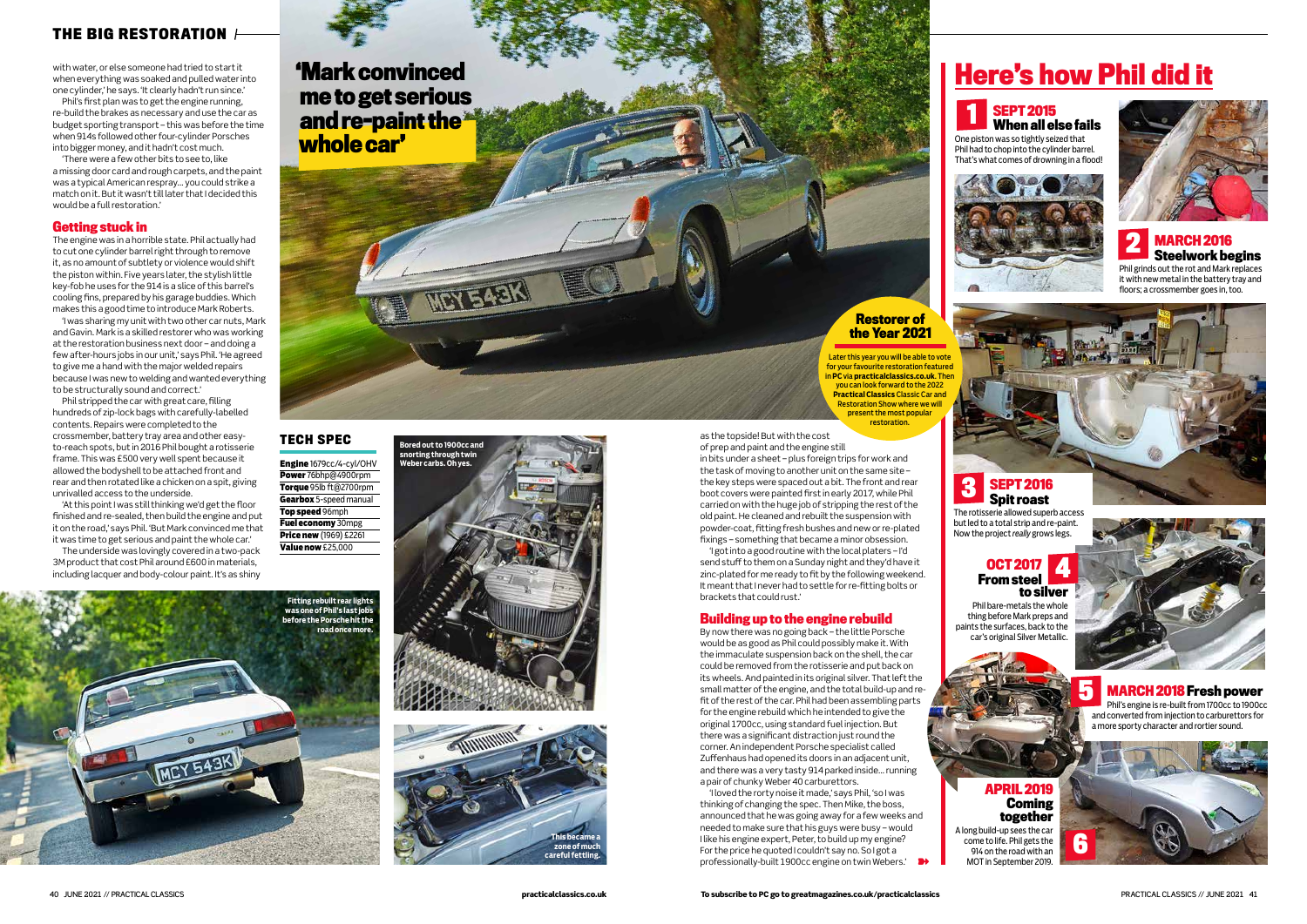with water, or else someone had tried to start it when everything was soaked and pulled water into one cylinder,' he says. 'It clearly hadn't run since.'

Phil's first plan was to get the engine running, re-build the brakes as necessary and use the car as budget sporting transport – this was before the time when 914s followed other four-cylinder Porsches into bigger money, and it hadn't cost much.

'There were a few other bits to see to, like a missing door card and rough carpets, and the paint was a typical American respray... you could strike a match on it. But it wasn't till later that I decided this would be a full restoration.'

## Getting stuck in

The engine was in a horrible state. Phil actually had to cut one cylinder barrel right through to remove it, as no amount of subtlety or violence would shift the piston within. Five years later, the stylish little key-fob he uses for the 914 is a slice of this barrel's cooling fins, prepared by his garage buddies. Which makes this a good time to introduce Mark Roberts.

'I was sharing my unit with two other car nuts, Mark and Gavin. Mark is a skilled restorer who was working at the restoration business next door – and doing a few after-hours jobs in our unit,' says Phil. 'He agreed to give me a hand with the major welded repairs because I was new to welding and wanted everything to be structurally sound and correct.'

Phil stripped the car with great care, filling hundreds of zip-lock bags with carefully-labelled contents. Repairs were completed to the crossmember, battery tray area and other easy-to-reach spots, but in 2016 Phil bought a rotisserie frame. This was £500 very well spent because it allowed the bodyshell to be attached front and rear and then rotated like a chicken on a spit, giving unrivalled access to the underside.

'At this point I was still thinking we'd get the floor finished and re-sealed, then build the engine and put it on the road,' says Phil. 'But Mark convinced me that it was time to get serious and paint the whole car.'

The underside was lovingly covered in a two-pack 3M product that cost Phil around £600 in materials, including lacquer and body-colour paint. It's as shiny as the topside! But with the cost of prep and paint and the engine still in bits under a sheet – plus foreign trips for work and the task of moving to another unit on the same site – the key steps were spaced out a bit. The front and rear boot covers were painted first in early 2017, while Phil carried on with the huge job of stripping the rest of the old paint. He cleaned and rebuilt the suspension with powder-coat, fitting fresh bushes and new or re-plated fixings – something that became a minor obsession.

'I got into a good routine with the local platers – I'd send stuff to them on a Sunday night and they'd have it zinc-plated for me ready to fit by the following weekend. It meant that I never had to settle for re-fitting bolts or brackets that could rust.'

## Building up to the engine rebuild

By now there was no going back – the little Porsche would be as good as Phil could possibly make it. With the immaculate suspension back on the shell, the car could be removed from the rotisserie and put back on its wheels. And painted in its original silver. That left the small matter of the engine, and the total build-up and re-fit of the rest of the car. Phil had been assembling parts for the engine rebuild which he intended to give the original 1700cc, using standard fuel injection. But there was a significant distraction just round the corner. An independent Porsche specialist called Zuffenhaus had opened its doors in an adjacent unit, and there was a very tasty 914 parked inside... running a pair of chunky Weber 40 carburettors.

'I loved the rorty noise it made,' says Phil, 'so I was thinking of changing the spec. Then Mike, the boss, announced that he was going away for a few weeks and needed to make sure that his guys were busy – would I like his engine expert, Peter, to build up my engine? For the price he quoted I couldn't say no. So I got a professionally-built 1900cc engine on twin Webers.'

**'Mark convinced me to get serious and re-paint the whole car'**

### Restorer of the Year 2021

Later this year you will be able to vote for your favourite restoration featured in PC via **practicalclassics.co.uk**. Then you can look forward to the 2022 **Practical Classics** Classic Car and Restoration Show where we will present the most popular restoration.

## TECH SPEC

| | |
|---|---|
| **Engine** | 1679cc/4-cyl/OHV |
| **Power** | 76bhp@4900rpm |
| **Torque** | 95lb ft@2700rpm |
| **Gearbox** | 5-speed manual |
| **Top speed** | 96mph |
| **Fuel economy** | 30mpg |
| **Price new** | (1969) £2261 |
| **Value now** | £25,000 |

Bored out to 1900cc and snorting through twin Weber carbs. Oh yes.

This became a zone of much careful fettling.

Fitting rebuilt rear lights was one of Phil's last jobs before the Porsche hit the road once more.

# Here's how Phil did it

### 1 SEPT 2015 When all else fails

One piston was so tightly seized that Phil had to chop into the cylinder barrel. That's what comes of drowning in a flood!

### 2 MARCH 2016 Steelwork begins

Phil grinds out the rot and Mark replaces it with new metal in the battery tray and floors; a crossmember goes in, too.

### 3 SEPT 2016 Spit roast

The rotisserie allowed superb access but led to a total strip and re-paint. Now the project *really* grows legs.

### 4 OCT 2017 From steel to silver

Phil bare-metals the whole thing before Mark preps and paints the surfaces, back to the car's original Silver Metallic.

### 5 MARCH 2018 Fresh power

Phil's engine is re-built from 1700cc to 1900cc and converted from injection to carburettors for a more sporty character and rortier sound.

### 6 APRIL 2019 Coming together

A long build-up sees the car come to life. Phil gets the 914 on the road with an MOT in September 2019.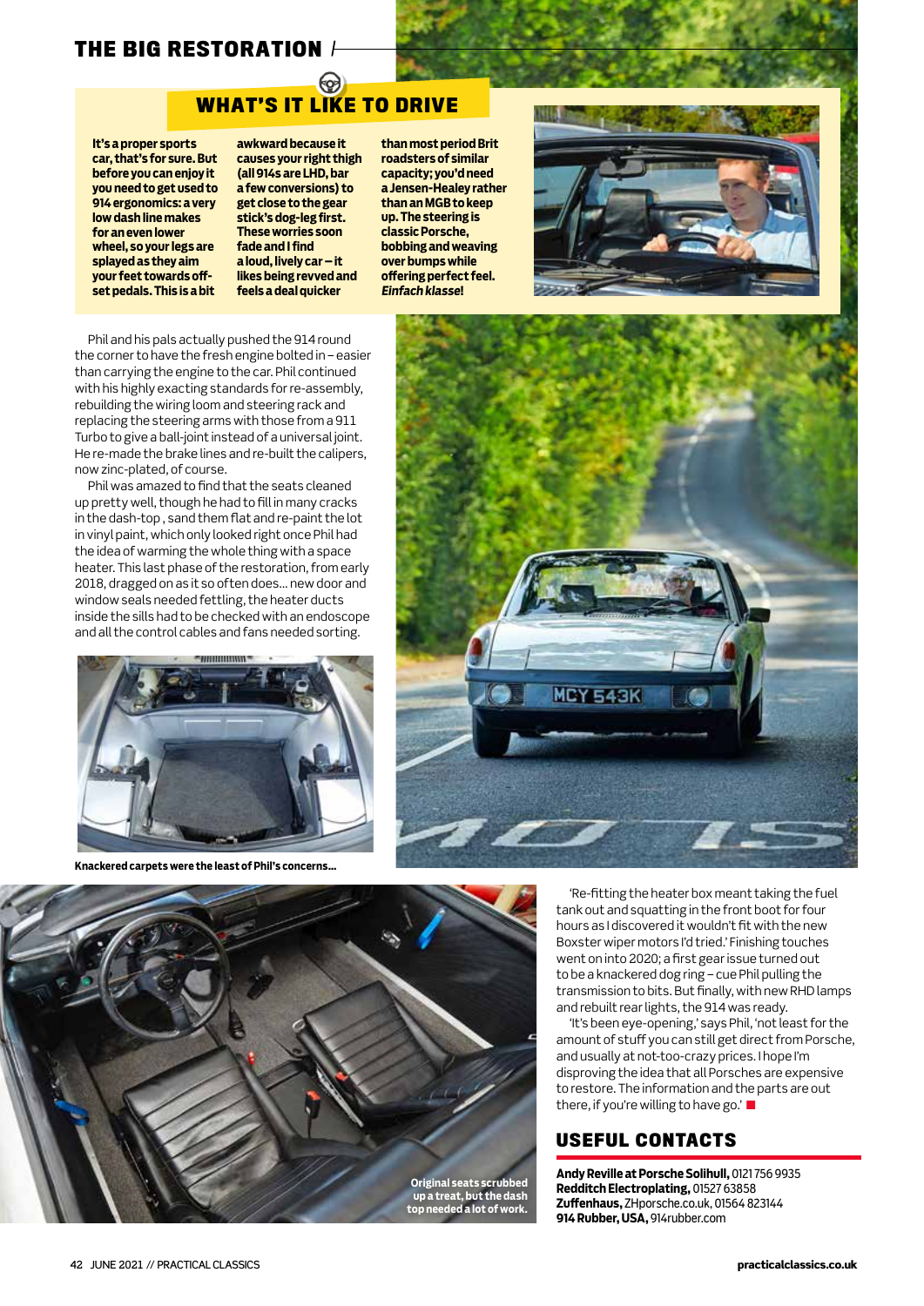## WHAT'S IT LIKE TO DRIVE

**It's a proper sports car, that's for sure. But before you can enjoy it you need to get used to 914 ergonomics: a very low dash line makes for an even lower wheel, so your legs are splayed as they aim your feet towards off-set pedals. This is a bit awkward because it causes your right thigh (all 914s are LHD, bar a few conversions) to get close to the gear stick's dog-leg first. These worries soon fade and I find a loud, lively car – it likes being revved and feels a deal quicker than most period Brit roadsters of similar capacity; you'd need a Jensen-Healey rather than an MGB to keep up. The steering is classic Porsche, bobbing and weaving over bumps while offering perfect feel. *Einfach klasse*!**

Phil and his pals actually pushed the 914 round the corner to have the fresh engine bolted in – easier than carrying the engine to the car. Phil continued with his highly exacting standards for re-assembly, rebuilding the wiring loom and steering rack and replacing the steering arms with those from a 911 Turbo to give a ball-joint instead of a universal joint. He re-made the brake lines and re-built the calipers, now zinc-plated, of course.

Phil was amazed to find that the seats cleaned up pretty well, though he had to fill in many cracks in the dash-top , sand them flat and re-paint the lot in vinyl paint, which only looked right once Phil had the idea of warming the whole thing with a space heater. This last phase of the restoration, from early 2018, dragged on as it so often does... new door and window seals needed fettling, the heater ducts inside the sills had to be checked with an endoscope and all the control cables and fans needed sorting.

**Knackered carpets were the least of Phil's concerns...**

**Original seats scrubbed up a treat, but the dash top needed a lot of work.**

'Re-fitting the heater box meant taking the fuel tank out and squatting in the front boot for four hours as I discovered it wouldn't fit with the new Boxster wiper motors I'd tried.' Finishing touches went on into 2020; a first gear issue turned out to be a knackered dog ring – cue Phil pulling the transmission to bits. But finally, with new RHD lamps and rebuilt rear lights, the 914 was ready.

'It's been eye-opening,' says Phil, 'not least for the amount of stuff you can still get direct from Porsche, and usually at not-too-crazy prices. I hope I'm disproving the idea that all Porsches are expensive to restore. The information and the parts are out there, if you're willing to have go.' ■

## USEFUL CONTACTS

**Andy Reville at Porsche Solihull,** 0121 756 9935
**Redditch Electroplating,** 01527 63858
**Zuffenhaus,** ZHporsche.co.uk, 01564 823144
**914 Rubber, USA,** 914rubber.com